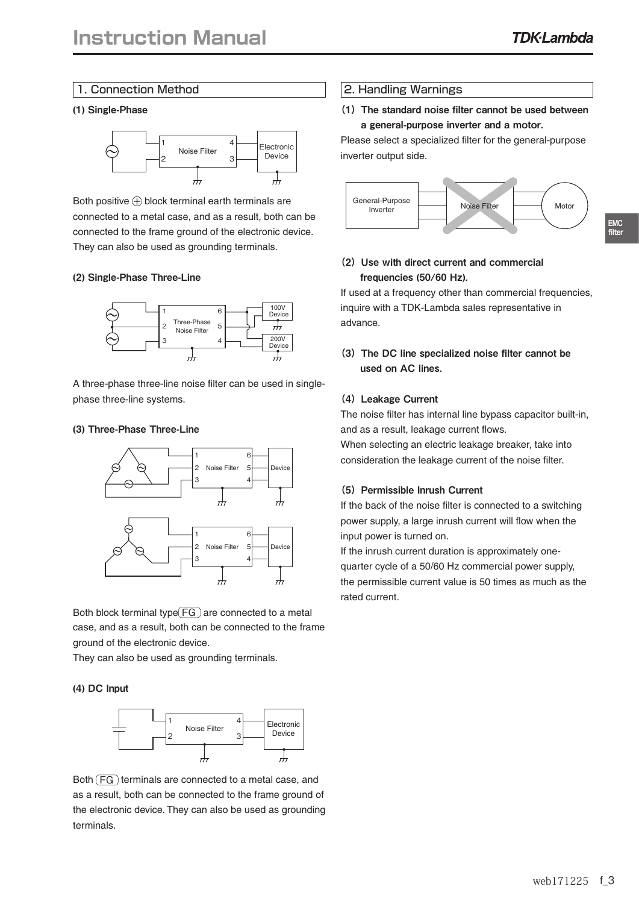# Instruction Manual

## 1. Connection Method

### (1) Single-Phase

Both positive ⊕ block terminal earth terminals are connected to a metal case, and as a result, both can be connected to the frame ground of the electronic device. They can also be used as grounding terminals.

### (2) Single-Phase Three-Line

A three-phase three-line noise filter can be used in single-phase three-line systems.

### (3) Three-Phase Three-Line

Both block terminal type (FG) are connected to a metal case, and as a result, both can be connected to the frame ground of the electronic device.
They can also be used as grounding terminals.

### (4) DC Input

Both (FG) terminals are connected to a metal case, and as a result, both can be connected to the frame ground of the electronic device. They can also be used as grounding terminals.

## 2. Handling Warnings

### (1) The standard noise filter cannot be used between a general-purpose inverter and a motor.

Please select a specialized filter for the general-purpose inverter output side.

### (2) Use with direct current and commercial frequencies (50/60 Hz).

If used at a frequency other than commercial frequencies, inquire with a TDK-Lambda sales representative in advance.

### (3) The DC line specialized noise filter cannot be used on AC lines.

### (4) Leakage Current

The noise filter has internal line bypass capacitor built-in, and as a result, leakage current flows.
When selecting an electric leakage breaker, take into consideration the leakage current of the noise filter.

### (5) Permissible Inrush Current

If the back of the noise filter is connected to a switching power supply, a large inrush current will flow when the input power is turned on.
If the inrush current duration is approximately one-quarter cycle of a 50/60 Hz commercial power supply, the permissible current value is 50 times as much as the rated current.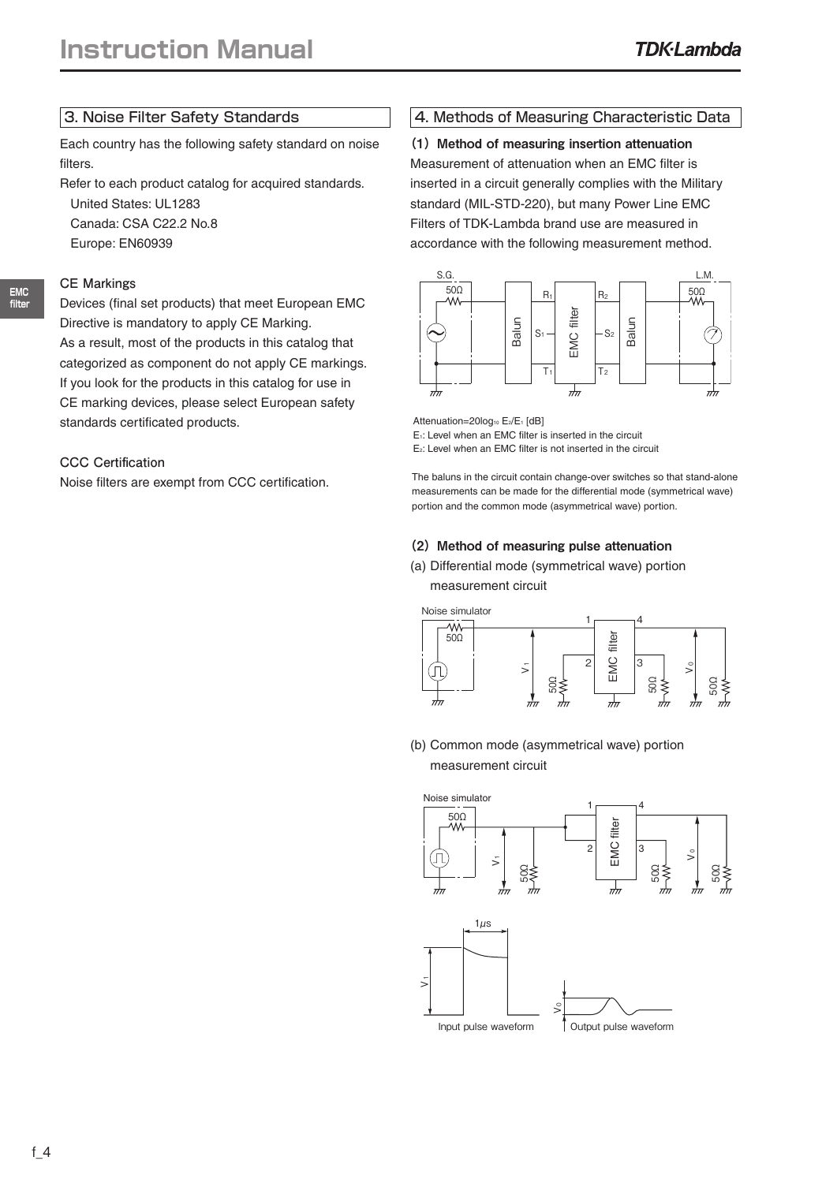## 3. Noise Filter Safety Standards

Each country has the following safety standard on noise filters.

Refer to each product catalog for acquired standards.

United States: UL1283
Canada: CSA C22.2 No.8
Europe: EN60939

### CE Markings

Devices (final set products) that meet European EMC Directive is mandatory to apply CE Marking.
As a result, most of the products in this catalog that categorized as component do not apply CE markings. If you look for the products in this catalog for use in CE marking devices, please select European safety standards certificated products.

### CCC Certification

Noise filters are exempt from CCC certification.

## 4. Methods of Measuring Characteristic Data

### (1) Method of measuring insertion attenuation

Measurement of attenuation when an EMC filter is inserted in a circuit generally complies with the Military standard (MIL-STD-220), but many Power Line EMC Filters of TDK-Lambda brand use are measured in accordance with the following measurement method.

S.G.
50Ω
Balun
$R_1$
$S_1$
$T_1$
EMC filter
$R_2$
$S_2$
$T_2$
Balun
L.M.
50Ω

Attenuation=$20\log_{10} E_2/E_1$ [dB]
$E_1$: Level when an EMC filter is inserted in the circuit
$E_2$: Level when an EMC filter is not inserted in the circuit

The baluns in the circuit contain change-over switches so that stand-alone measurements can be made for the differential mode (symmetrical wave) portion and the common mode (asymmetrical wave) portion.

### (2) Method of measuring pulse attenuation

(a) Differential mode (symmetrical wave) portion measurement circuit

Noise simulator
50Ω
$V_1$
50Ω
1
2
EMC filter
4
3
50Ω
$V_0$
50Ω

(b) Common mode (asymmetrical wave) portion measurement circuit

Noise simulator
50Ω
$V_1$
50Ω
1
2
EMC filter
4
3
50Ω
$V_0$
50Ω

1μs
$V_1$
Input pulse waveform
$V_0$
Output pulse waveform